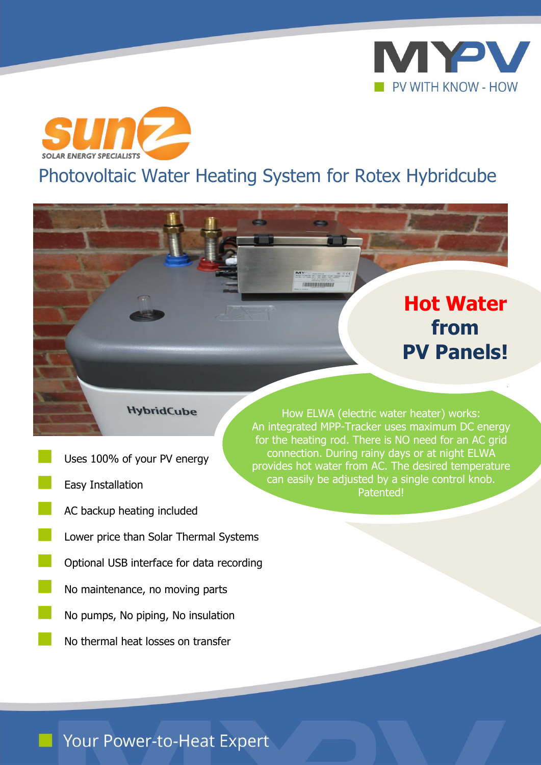MYPV

PV WITH KNOW - HOW

sunZ

SOLAR ENERGY SPECIALISTS

# Photovoltaic Water Heating System for Rotex Hybridcube

## Hot Water from PV Panels!

How ELWA (electric water heater) works:
An integrated MPP-Tracker uses maximum DC energy for the heating rod. There is NO need for an AC grid connection. During rainy days or at night ELWA provides hot water from AC. The desired temperature can easily be adjusted by a single control knob. Patented!

- Uses 100% of your PV energy
- Easy Installation
- AC backup heating included
- Lower price than Solar Thermal Systems
- Optional USB interface for data recording
- No maintenance, no moving parts
- No pumps, No piping, No insulation
- No thermal heat losses on transfer

Your Power-to-Heat Expert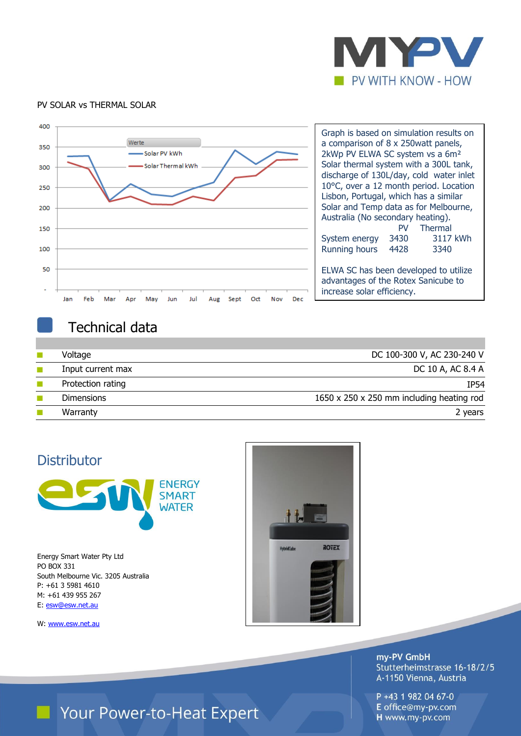PV WITH KNOW - HOW

PV SOLAR vs THERMAL SOLAR

400
350
300
250
200
150
100
50
-

Werte
Solar PV kWh
Solar Thermal kWh

Jan Feb Mar Apr May Jun Jul Aug Sept Oct Nov Dec

Graph is based on simulation results on a comparison of 8 x 250watt panels, 2kWp PV ELWA SC system vs a 6m² Solar thermal system with a 300L tank, discharge of 130L/day, cold water inlet 10°C, over a 12 month period. Location Lisbon, Portugal, which has a similar Solar and Temp data as for Melbourne, Australia (No secondary heating).

| | PV | Thermal |
|---|---|---|
| System energy | 3430 | 3117 kWh |
| Running hours | 4428 | 3340 |

ELWA SC has been developed to utilize advantages of the Rotex Sanicube to increase solar efficiency.

## Technical data

| | |
|---|---|
| Voltage | DC 100-300 V, AC 230-240 V |
| Input current max | DC 10 A, AC 8.4 A |
| Protection rating | IP54 |
| Dimensions | 1650 x 250 x 250 mm including heating rod |
| Warranty | 2 years |

## Distributor

ENERGY SMART WATER

Energy Smart Water Pty Ltd
PO BOX 331
South Melbourne Vic. 3205 Australia
P: +61 3 5981 4610
M: +61 439 955 267
E: esw@esw.net.au

W: www.esw.net.au

**my-PV GmbH**
Stutterheimstrasse 16-18/2/5
A-1150 Vienna, Austria

P +43 1 982 04 67-0
E office@my-pv.com
H www.my-pv.com

Your Power-to-Heat Expert